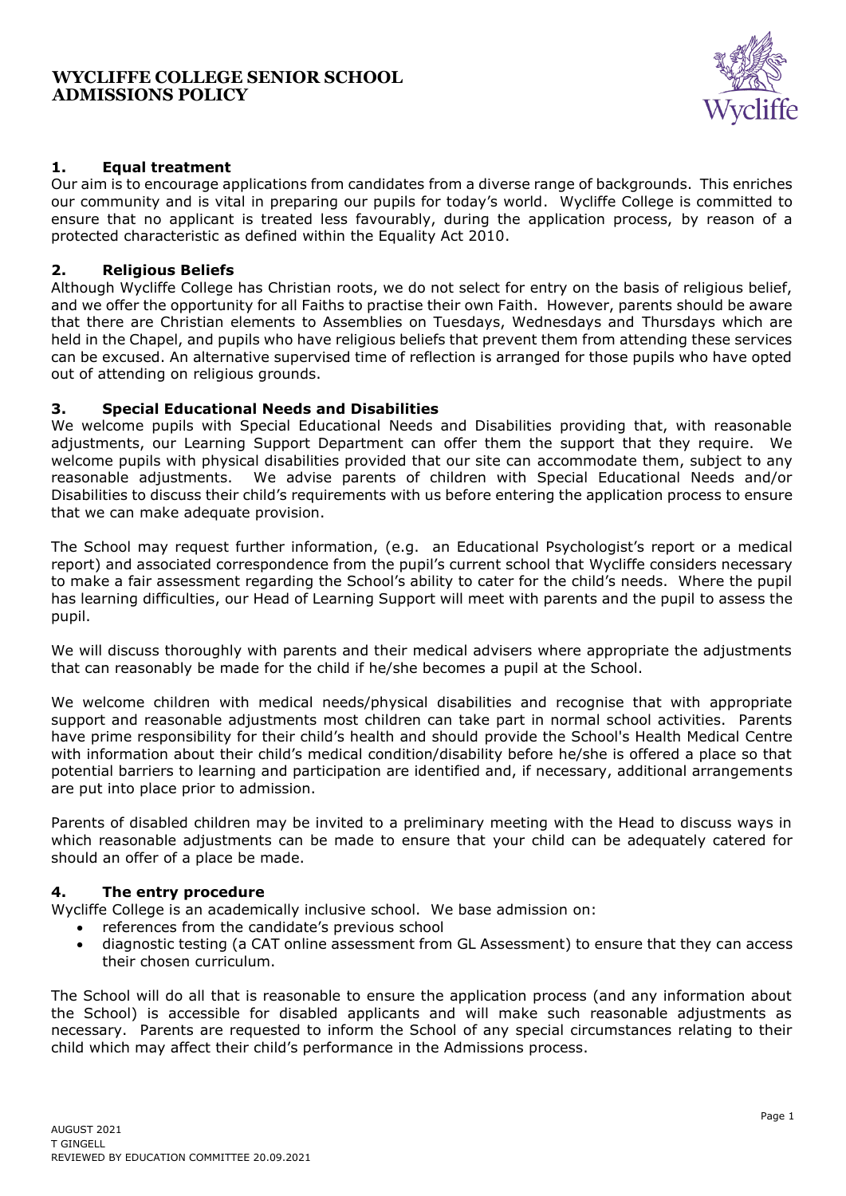# WYCLIFFE COLLEGE SENIOR SCHOOL ADMISSIONS POLICY

## 1. Equal treatment

Our aim is to encourage applications from candidates from a diverse range of backgrounds. This enriches our community and is vital in preparing our pupils for today's world. Wycliffe College is committed to ensure that no applicant is treated less favourably, during the application process, by reason of a protected characteristic as defined within the Equality Act 2010.

## 2. Religious Beliefs

Although Wycliffe College has Christian roots, we do not select for entry on the basis of religious belief, and we offer the opportunity for all Faiths to practise their own Faith. However, parents should be aware that there are Christian elements to Assemblies on Tuesdays, Wednesdays and Thursdays which are held in the Chapel, and pupils who have religious beliefs that prevent them from attending these services can be excused. An alternative supervised time of reflection is arranged for those pupils who have opted out of attending on religious grounds.

## 3. Special Educational Needs and Disabilities

We welcome pupils with Special Educational Needs and Disabilities providing that, with reasonable adjustments, our Learning Support Department can offer them the support that they require. We welcome pupils with physical disabilities provided that our site can accommodate them, subject to any reasonable adjustments. We advise parents of children with Special Educational Needs and/or Disabilities to discuss their child's requirements with us before entering the application process to ensure that we can make adequate provision.

The School may request further information, (e.g. an Educational Psychologist's report or a medical report) and associated correspondence from the pupil's current school that Wycliffe considers necessary to make a fair assessment regarding the School's ability to cater for the child's needs. Where the pupil has learning difficulties, our Head of Learning Support will meet with parents and the pupil to assess the pupil.

We will discuss thoroughly with parents and their medical advisers where appropriate the adjustments that can reasonably be made for the child if he/she becomes a pupil at the School.

We welcome children with medical needs/physical disabilities and recognise that with appropriate support and reasonable adjustments most children can take part in normal school activities. Parents have prime responsibility for their child's health and should provide the School's Health Medical Centre with information about their child's medical condition/disability before he/she is offered a place so that potential barriers to learning and participation are identified and, if necessary, additional arrangements are put into place prior to admission.

Parents of disabled children may be invited to a preliminary meeting with the Head to discuss ways in which reasonable adjustments can be made to ensure that your child can be adequately catered for should an offer of a place be made.

## 4. The entry procedure

Wycliffe College is an academically inclusive school. We base admission on:

- references from the candidate's previous school
- diagnostic testing (a CAT online assessment from GL Assessment) to ensure that they can access their chosen curriculum.

The School will do all that is reasonable to ensure the application process (and any information about the School) is accessible for disabled applicants and will make such reasonable adjustments as necessary. Parents are requested to inform the School of any special circumstances relating to their child which may affect their child's performance in the Admissions process.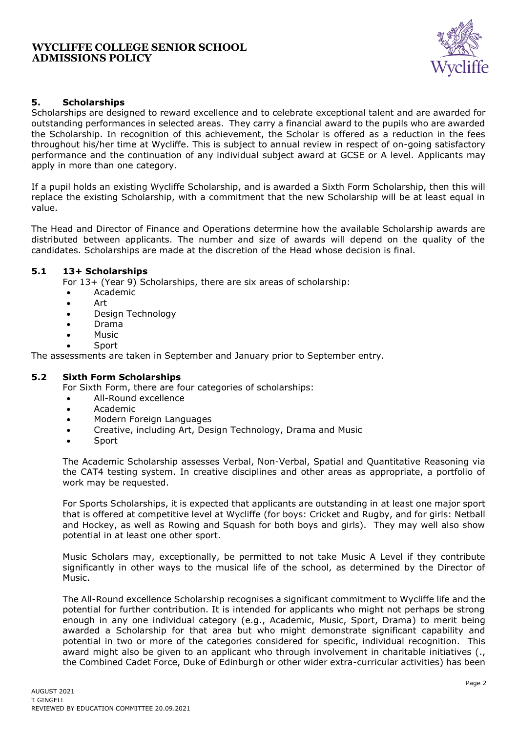## 5. Scholarships

Scholarships are designed to reward excellence and to celebrate exceptional talent and are awarded for outstanding performances in selected areas. They carry a financial award to the pupils who are awarded the Scholarship. In recognition of this achievement, the Scholar is offered as a reduction in the fees throughout his/her time at Wycliffe. This is subject to annual review in respect of on-going satisfactory performance and the continuation of any individual subject award at GCSE or A level. Applicants may apply in more than one category.

If a pupil holds an existing Wycliffe Scholarship, and is awarded a Sixth Form Scholarship, then this will replace the existing Scholarship, with a commitment that the new Scholarship will be at least equal in value.

The Head and Director of Finance and Operations determine how the available Scholarship awards are distributed between applicants. The number and size of awards will depend on the quality of the candidates. Scholarships are made at the discretion of the Head whose decision is final.

### 5.1 13+ Scholarships

For 13+ (Year 9) Scholarships, there are six areas of scholarship:

- Academic
- Art
- Design Technology
- Drama
- Music
- Sport

The assessments are taken in September and January prior to September entry.

### 5.2 Sixth Form Scholarships

For Sixth Form, there are four categories of scholarships:

- All-Round excellence
- Academic
- Modern Foreign Languages
- Creative, including Art, Design Technology, Drama and Music
- Sport

The Academic Scholarship assesses Verbal, Non-Verbal, Spatial and Quantitative Reasoning via the CAT4 testing system. In creative disciplines and other areas as appropriate, a portfolio of work may be requested.

For Sports Scholarships, it is expected that applicants are outstanding in at least one major sport that is offered at competitive level at Wycliffe (for boys: Cricket and Rugby, and for girls: Netball and Hockey, as well as Rowing and Squash for both boys and girls). They may well also show potential in at least one other sport.

Music Scholars may, exceptionally, be permitted to not take Music A Level if they contribute significantly in other ways to the musical life of the school, as determined by the Director of Music.

The All-Round excellence Scholarship recognises a significant commitment to Wycliffe life and the potential for further contribution. It is intended for applicants who might not perhaps be strong enough in any one individual category (e.g., Academic, Music, Sport, Drama) to merit being awarded a Scholarship for that area but who might demonstrate significant capability and potential in two or more of the categories considered for specific, individual recognition. This award might also be given to an applicant who through involvement in charitable initiatives (., the Combined Cadet Force, Duke of Edinburgh or other wider extra-curricular activities) has been

AUGUST 2021
T GINGELL
REVIEWED BY EDUCATION COMMITTEE 20.09.2021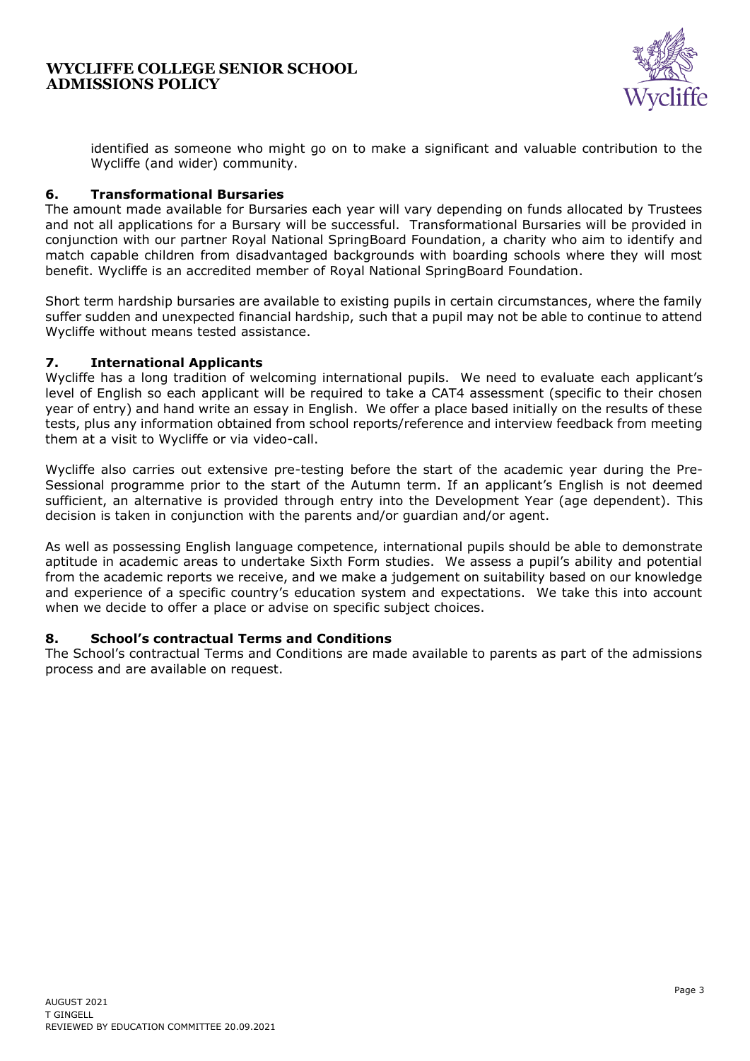identified as someone who might go on to make a significant and valuable contribution to the Wycliffe (and wider) community.

### 6. Transformational Bursaries

The amount made available for Bursaries each year will vary depending on funds allocated by Trustees and not all applications for a Bursary will be successful. Transformational Bursaries will be provided in conjunction with our partner Royal National SpringBoard Foundation, a charity who aim to identify and match capable children from disadvantaged backgrounds with boarding schools where they will most benefit. Wycliffe is an accredited member of Royal National SpringBoard Foundation.

Short term hardship bursaries are available to existing pupils in certain circumstances, where the family suffer sudden and unexpected financial hardship, such that a pupil may not be able to continue to attend Wycliffe without means tested assistance.

### 7. International Applicants

Wycliffe has a long tradition of welcoming international pupils. We need to evaluate each applicant's level of English so each applicant will be required to take a CAT4 assessment (specific to their chosen year of entry) and hand write an essay in English. We offer a place based initially on the results of these tests, plus any information obtained from school reports/reference and interview feedback from meeting them at a visit to Wycliffe or via video-call.

Wycliffe also carries out extensive pre-testing before the start of the academic year during the Pre-Sessional programme prior to the start of the Autumn term. If an applicant's English is not deemed sufficient, an alternative is provided through entry into the Development Year (age dependent). This decision is taken in conjunction with the parents and/or guardian and/or agent.

As well as possessing English language competence, international pupils should be able to demonstrate aptitude in academic areas to undertake Sixth Form studies. We assess a pupil's ability and potential from the academic reports we receive, and we make a judgement on suitability based on our knowledge and experience of a specific country's education system and expectations. We take this into account when we decide to offer a place or advise on specific subject choices.

### 8. School's contractual Terms and Conditions

The School's contractual Terms and Conditions are made available to parents as part of the admissions process and are available on request.